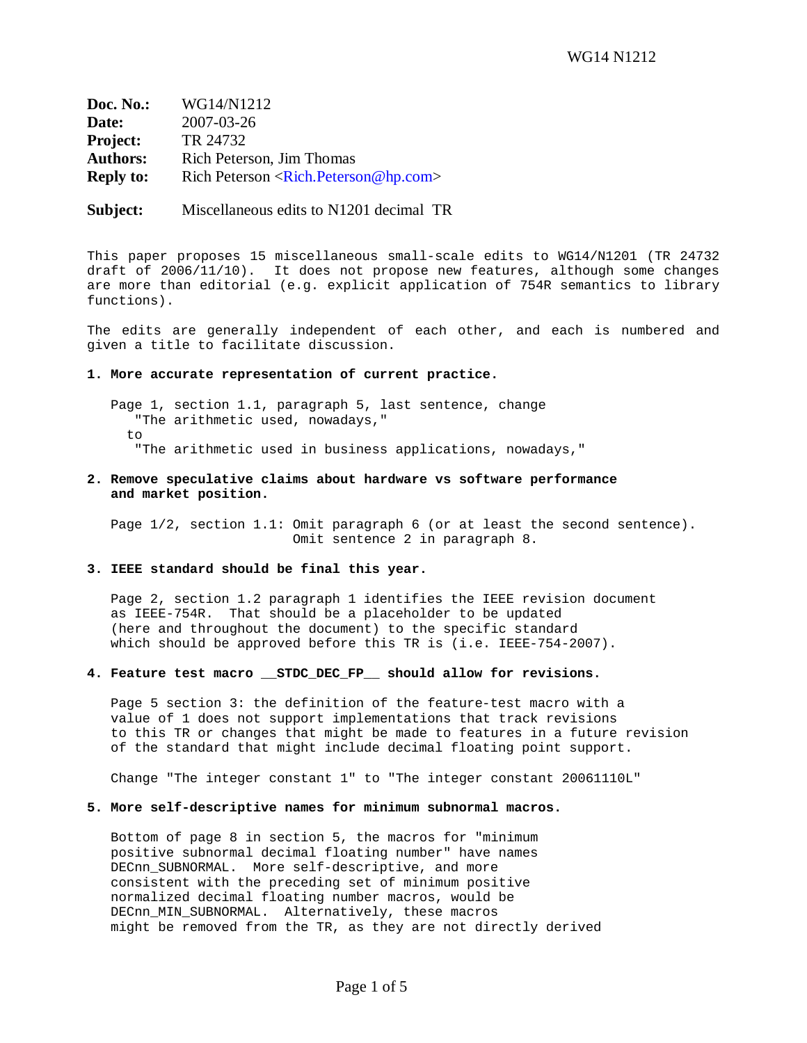**Doc. No.:** WG14/N1212
**Date:** 2007-03-26
**Project:** TR 24732
**Authors:** Rich Peterson, Jim Thomas
**Reply to:** Rich Peterson <Rich.Peterson@hp.com>

**Subject:** Miscellaneous edits to N1201 decimal TR

This paper proposes 15 miscellaneous small-scale edits to WG14/N1201 (TR 24732 draft of 2006/11/10). It does not propose new features, although some changes are more than editorial (e.g. explicit application of 754R semantics to library functions).

The edits are generally independent of each other, and each is numbered and given a title to facilitate discussion.

**1. More accurate representation of current practice.**

Page 1, section 1.1, paragraph 5, last sentence, change
"The arithmetic used, nowadays,"
to
"The arithmetic used in business applications, nowadays,"

**2. Remove speculative claims about hardware vs software performance and market position.**

Page 1/2, section 1.1: Omit paragraph 6 (or at least the second sentence).
Omit sentence 2 in paragraph 8.

**3. IEEE standard should be final this year.**

Page 2, section 1.2 paragraph 1 identifies the IEEE revision document as IEEE-754R. That should be a placeholder to be updated (here and throughout the document) to the specific standard which should be approved before this TR is (i.e. IEEE-754-2007).

**4. Feature test macro __STDC_DEC_FP__ should allow for revisions.**

Page 5 section 3: the definition of the feature-test macro with a value of 1 does not support implementations that track revisions to this TR or changes that might be made to features in a future revision of the standard that might include decimal floating point support.

Change "The integer constant 1" to "The integer constant 20061110L"

**5. More self-descriptive names for minimum subnormal macros.**

Bottom of page 8 in section 5, the macros for "minimum positive subnormal decimal floating number" have names DECnn_SUBNORMAL. More self-descriptive, and more consistent with the preceding set of minimum positive normalized decimal floating number macros, would be DECnn_MIN_SUBNORMAL. Alternatively, these macros might be removed from the TR, as they are not directly derived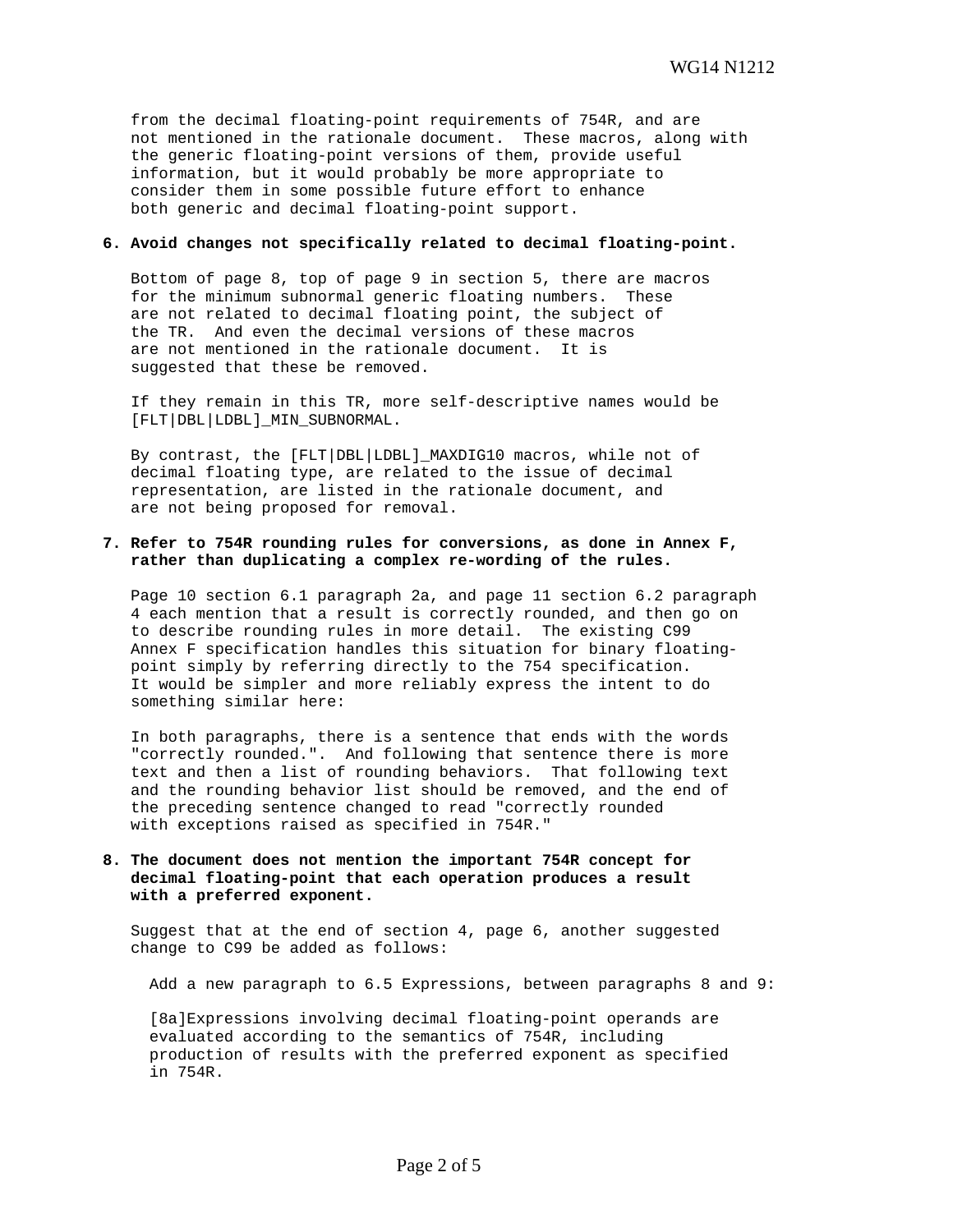from the decimal floating-point requirements of 754R, and are not mentioned in the rationale document. These macros, along with the generic floating-point versions of them, provide useful information, but it would probably be more appropriate to consider them in some possible future effort to enhance both generic and decimal floating-point support.

**6. Avoid changes not specifically related to decimal floating-point.**

Bottom of page 8, top of page 9 in section 5, there are macros for the minimum subnormal generic floating numbers. These are not related to decimal floating point, the subject of the TR. And even the decimal versions of these macros are not mentioned in the rationale document. It is suggested that these be removed.

If they remain in this TR, more self-descriptive names would be [FLT|DBL|LDBL]_MIN_SUBNORMAL.

By contrast, the [FLT|DBL|LDBL]_MAXDIG10 macros, while not of decimal floating type, are related to the issue of decimal representation, are listed in the rationale document, and are not being proposed for removal.

**7. Refer to 754R rounding rules for conversions, as done in Annex F, rather than duplicating a complex re-wording of the rules.**

Page 10 section 6.1 paragraph 2a, and page 11 section 6.2 paragraph 4 each mention that a result is correctly rounded, and then go on to describe rounding rules in more detail. The existing C99 Annex F specification handles this situation for binary floating-point simply by referring directly to the 754 specification. It would be simpler and more reliably express the intent to do something similar here:

In both paragraphs, there is a sentence that ends with the words "correctly rounded.". And following that sentence there is more text and then a list of rounding behaviors. That following text and the rounding behavior list should be removed, and the end of the preceding sentence changed to read "correctly rounded with exceptions raised as specified in 754R."

**8. The document does not mention the important 754R concept for decimal floating-point that each operation produces a result with a preferred exponent.**

Suggest that at the end of section 4, page 6, another suggested change to C99 be added as follows:

Add a new paragraph to 6.5 Expressions, between paragraphs 8 and 9:

[8a]Expressions involving decimal floating-point operands are evaluated according to the semantics of 754R, including production of results with the preferred exponent as specified in 754R.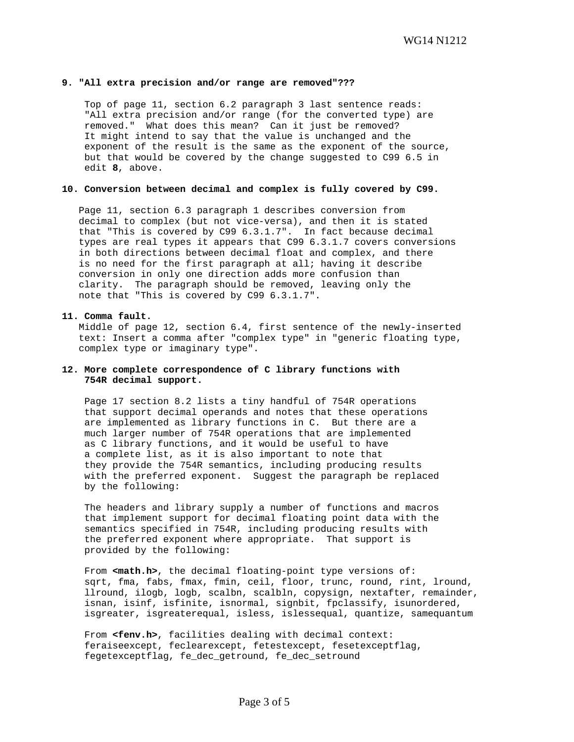**9. "All extra precision and/or range are removed"???**

Top of page 11, section 6.2 paragraph 3 last sentence reads: "All extra precision and/or range (for the converted type) are removed." What does this mean? Can it just be removed? It might intend to say that the value is unchanged and the exponent of the result is the same as the exponent of the source, but that would be covered by the change suggested to C99 6.5 in edit **8**, above.

**10. Conversion between decimal and complex is fully covered by C99.**

Page 11, section 6.3 paragraph 1 describes conversion from decimal to complex (but not vice-versa), and then it is stated that "This is covered by C99 6.3.1.7". In fact because decimal types are real types it appears that C99 6.3.1.7 covers conversions in both directions between decimal float and complex, and there is no need for the first paragraph at all; having it describe conversion in only one direction adds more confusion than clarity. The paragraph should be removed, leaving only the note that "This is covered by C99 6.3.1.7".

**11. Comma fault.**

Middle of page 12, section 6.4, first sentence of the newly-inserted text: Insert a comma after "complex type" in "generic floating type, complex type or imaginary type".

**12. More complete correspondence of C library functions with 754R decimal support.**

Page 17 section 8.2 lists a tiny handful of 754R operations that support decimal operands and notes that these operations are implemented as library functions in C. But there are a much larger number of 754R operations that are implemented as C library functions, and it would be useful to have a complete list, as it is also important to note that they provide the 754R semantics, including producing results with the preferred exponent. Suggest the paragraph be replaced by the following:

The headers and library supply a number of functions and macros that implement support for decimal floating point data with the semantics specified in 754R, including producing results with the preferred exponent where appropriate. That support is provided by the following:

From **<math.h>**, the decimal floating-point type versions of: sqrt, fma, fabs, fmax, fmin, ceil, floor, trunc, round, rint, lround, llround, ilogb, logb, scalbn, scalbln, copysign, nextafter, remainder, isnan, isinf, isfinite, isnormal, signbit, fpclassify, isunordered, isgreater, isgreaterequal, isless, islessequal, quantize, samequantum

From **<fenv.h>**, facilities dealing with decimal context: feraiseexcept, feclearexcept, fetestexcept, fesetexceptflag, fegetexceptflag, fe_dec_getround, fe_dec_setround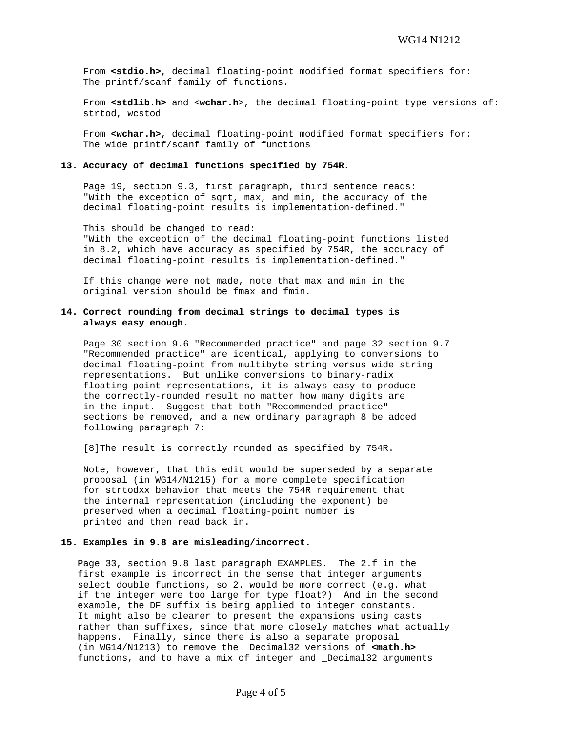From **<stdio.h>**, decimal floating-point modified format specifiers for:
The printf/scanf family of functions.

From **<stdlib.h>** and <**wchar.h**>, the decimal floating-point type versions of:
strtod, wcstod

From **<wchar.h>**, decimal floating-point modified format specifiers for:
The wide printf/scanf family of functions

**13. Accuracy of decimal functions specified by 754R.**

Page 19, section 9.3, first paragraph, third sentence reads:
"With the exception of sqrt, max, and min, the accuracy of the decimal floating-point results is implementation-defined."

This should be changed to read:
"With the exception of the decimal floating-point functions listed in 8.2, which have accuracy as specified by 754R, the accuracy of decimal floating-point results is implementation-defined."

If this change were not made, note that max and min in the original version should be fmax and fmin.

**14. Correct rounding from decimal strings to decimal types is always easy enough.**

Page 30 section 9.6 "Recommended practice" and page 32 section 9.7 "Recommended practice" are identical, applying to conversions to decimal floating-point from multibyte string versus wide string representations. But unlike conversions to binary-radix floating-point representations, it is always easy to produce the correctly-rounded result no matter how many digits are in the input. Suggest that both "Recommended practice" sections be removed, and a new ordinary paragraph 8 be added following paragraph 7:

[8]The result is correctly rounded as specified by 754R.

Note, however, that this edit would be superseded by a separate proposal (in WG14/N1215) for a more complete specification for strtodxx behavior that meets the 754R requirement that the internal representation (including the exponent) be preserved when a decimal floating-point number is printed and then read back in.

**15. Examples in 9.8 are misleading/incorrect.**

Page 33, section 9.8 last paragraph EXAMPLES. The 2.f in the first example is incorrect in the sense that integer arguments select double functions, so 2. would be more correct (e.g. what if the integer were too large for type float?) And in the second example, the DF suffix is being applied to integer constants. It might also be clearer to present the expansions using casts rather than suffixes, since that more closely matches what actually happens. Finally, since there is also a separate proposal (in WG14/N1213) to remove the _Decimal32 versions of **<math.h>** functions, and to have a mix of integer and _Decimal32 arguments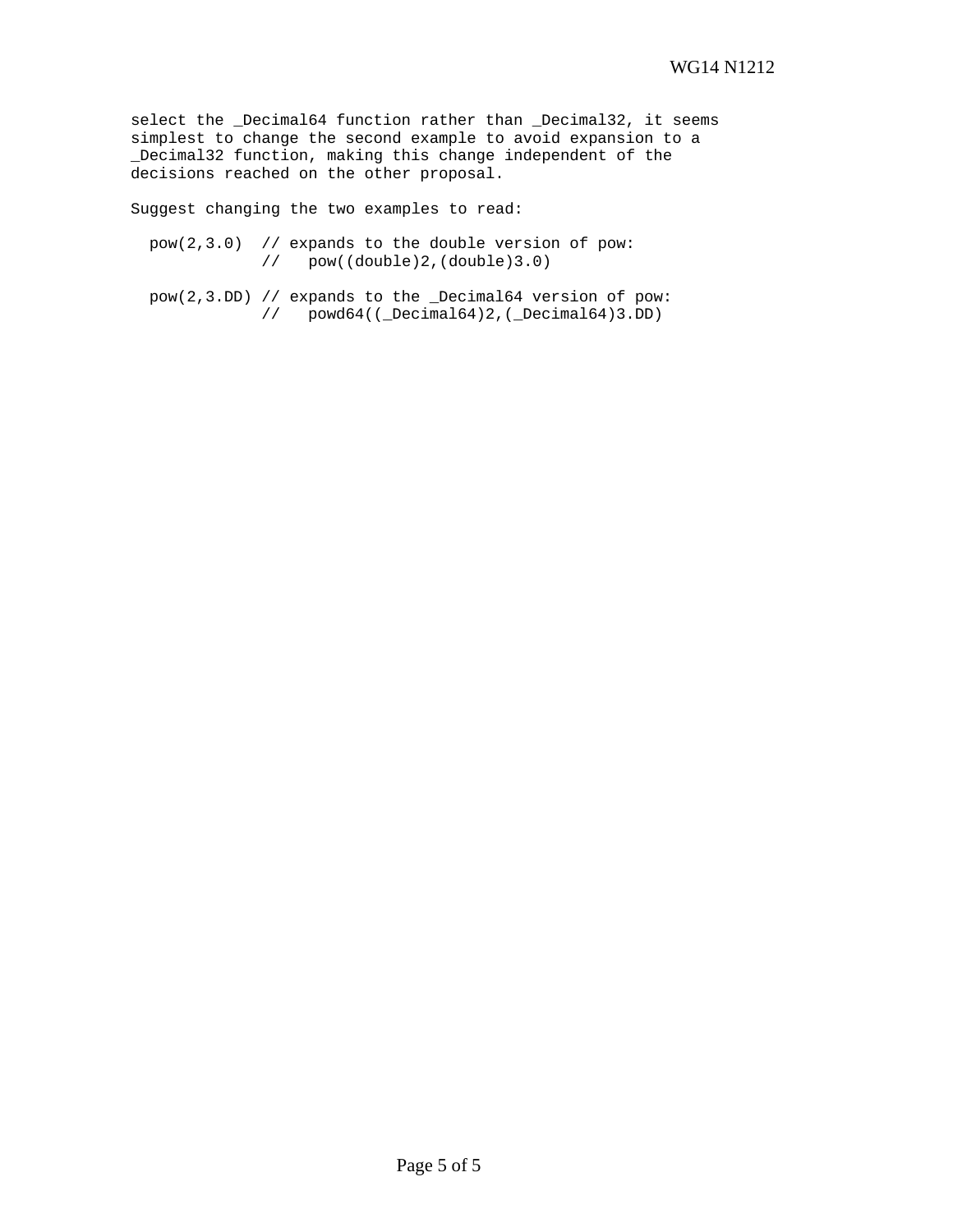select the _Decimal64 function rather than _Decimal32, it seems simplest to change the second example to avoid expansion to a _Decimal32 function, making this change independent of the decisions reached on the other proposal.

Suggest changing the two examples to read:

```
  pow(2,3.0)  // expands to the double version of pow:
              //   pow((double)2,(double)3.0)

  pow(2,3.DD) // expands to the _Decimal64 version of pow:
              //   powd64((_Decimal64)2,(_Decimal64)3.DD)
```